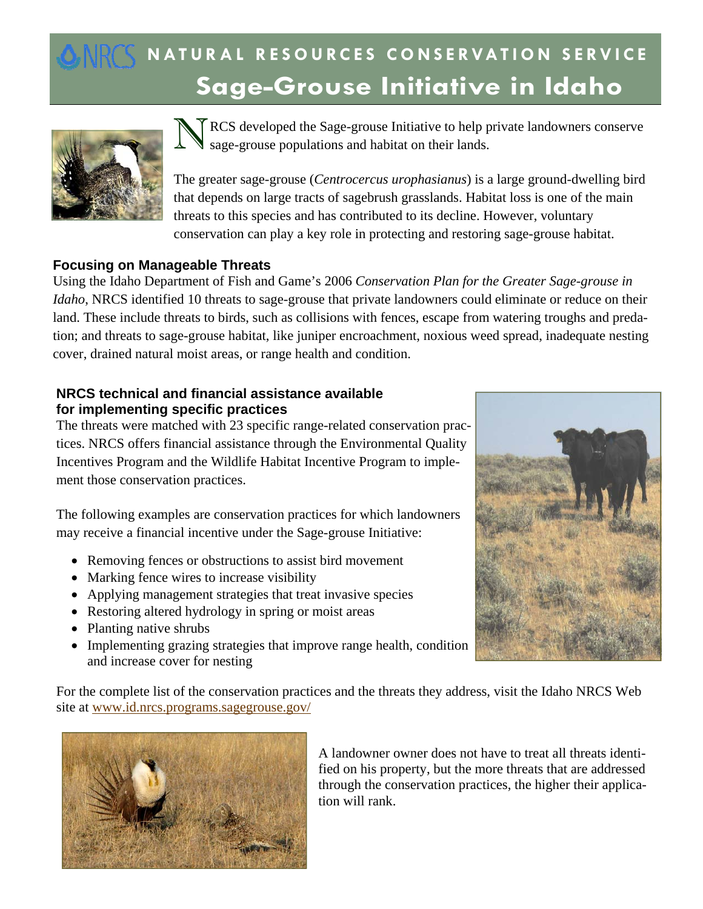# NATURAL RESOURCES CONSERVATION SERVICE

# Sage-Grouse Initiative in Idaho

NRCS developed the Sage-grouse Initiative to help private landowners conserve sage-grouse populations and habitat on their lands.

The greater sage-grouse (*Centrocercus urophasianus*) is a large ground-dwelling bird that depends on large tracts of sagebrush grasslands. Habitat loss is one of the main threats to this species and has contributed to its decline. However, voluntary conservation can play a key role in protecting and restoring sage-grouse habitat.

### Focusing on Manageable Threats

Using the Idaho Department of Fish and Game's 2006 *Conservation Plan for the Greater Sage-grouse in Idaho*, NRCS identified 10 threats to sage-grouse that private landowners could eliminate or reduce on their land. These include threats to birds, such as collisions with fences, escape from watering troughs and predation; and threats to sage-grouse habitat, like juniper encroachment, noxious weed spread, inadequate nesting cover, drained natural moist areas, or range health and condition.

### NRCS technical and financial assistance available for implementing specific practices

The threats were matched with 23 specific range-related conservation practices. NRCS offers financial assistance through the Environmental Quality Incentives Program and the Wildlife Habitat Incentive Program to implement those conservation practices.

The following examples are conservation practices for which landowners may receive a financial incentive under the Sage-grouse Initiative:

- Removing fences or obstructions to assist bird movement
- Marking fence wires to increase visibility
- Applying management strategies that treat invasive species
- Restoring altered hydrology in spring or moist areas
- Planting native shrubs
- Implementing grazing strategies that improve range health, condition and increase cover for nesting

For the complete list of the conservation practices and the threats they address, visit the Idaho NRCS Web site at www.id.nrcs.programs.sagegrouse.gov/

A landowner owner does not have to treat all threats identified on his property, but the more threats that are addressed through the conservation practices, the higher their application will rank.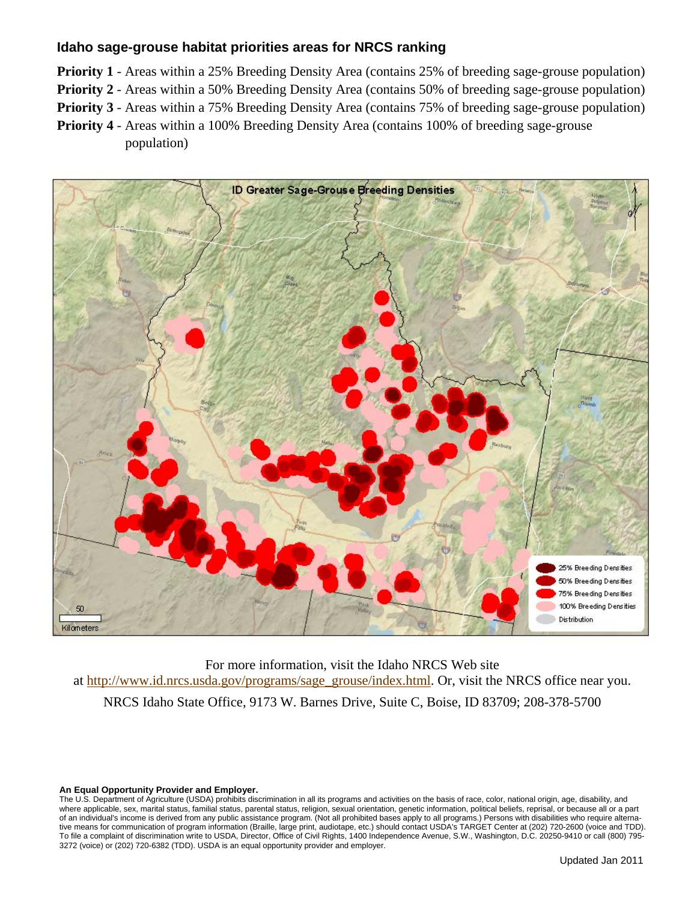## Idaho sage-grouse habitat priorities areas for NRCS ranking

**Priority 1** - Areas within a 25% Breeding Density Area (contains 25% of breeding sage-grouse population)

**Priority 2** - Areas within a 50% Breeding Density Area (contains 50% of breeding sage-grouse population)

**Priority 3** - Areas within a 75% Breeding Density Area (contains 75% of breeding sage-grouse population)

**Priority 4** - Areas within a 100% Breeding Density Area (contains 100% of breeding sage-grouse population)

ID Greater Sage-Grouse Breeding Densities

25% Breeding Densities
50% Breeding Densities
75% Breeding Densities
100% Breeding Densities
Distribution

50
Kilometers

For more information, visit the Idaho NRCS Web site at http://www.id.nrcs.usda.gov/programs/sage_grouse/index.html. Or, visit the NRCS office near you.

NRCS Idaho State Office, 9173 W. Barnes Drive, Suite C, Boise, ID 83709; 208-378-5700

**An Equal Opportunity Provider and Employer.**
The U.S. Department of Agriculture (USDA) prohibits discrimination in all its programs and activities on the basis of race, color, national origin, age, disability, and where applicable, sex, marital status, familial status, parental status, religion, sexual orientation, genetic information, political beliefs, reprisal, or because all or a part of an individual's income is derived from any public assistance program. (Not all prohibited bases apply to all programs.) Persons with disabilities who require alternative means for communication of program information (Braille, large print, audiotape, etc.) should contact USDA's TARGET Center at (202) 720-2600 (voice and TDD). To file a complaint of discrimination write to USDA, Director, Office of Civil Rights, 1400 Independence Avenue, S.W., Washington, D.C. 20250-9410 or call (800) 795-3272 (voice) or (202) 720-6382 (TDD). USDA is an equal opportunity provider and employer.

Updated Jan 2011